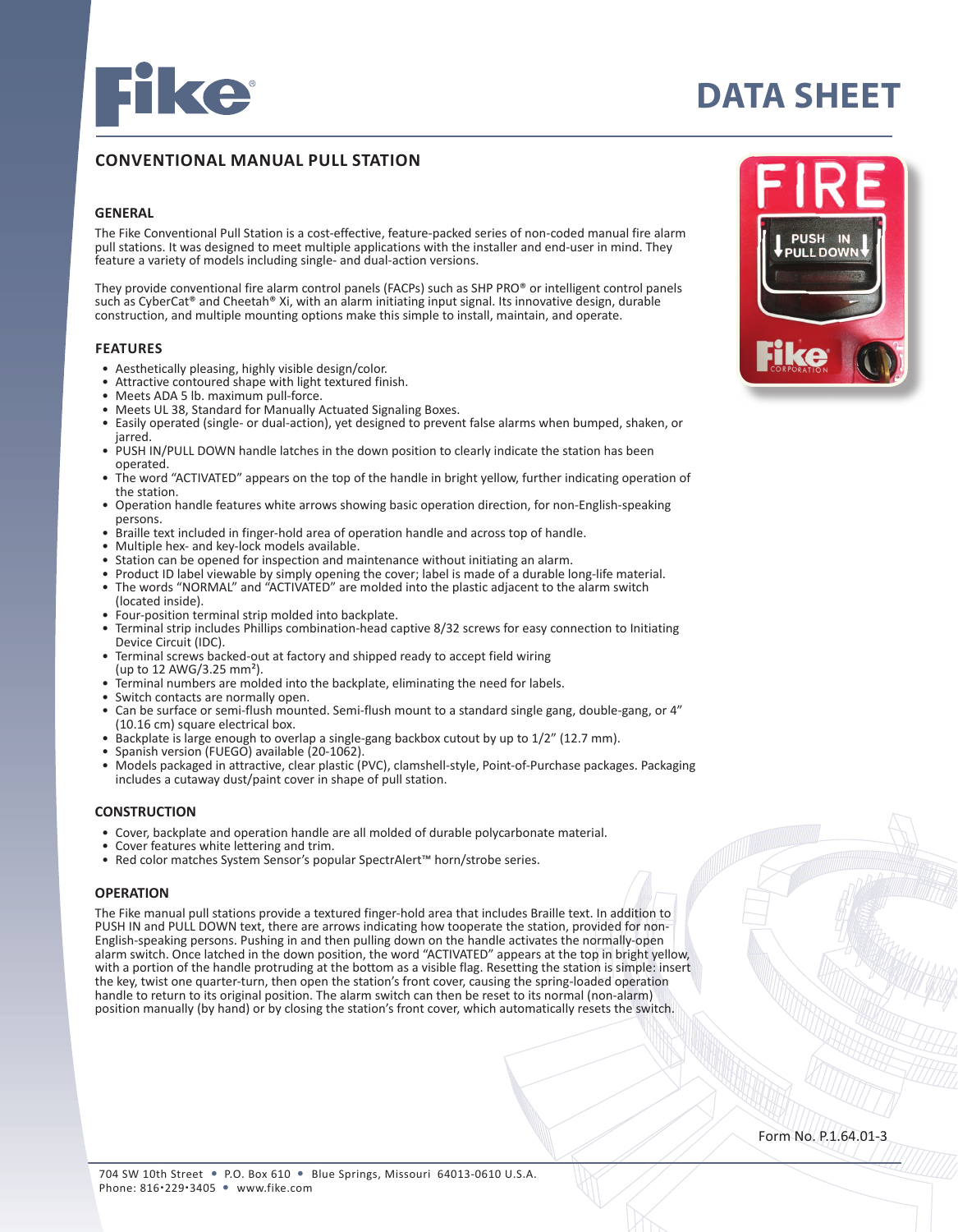# DATA SHEET

## CONVENTIONAL MANUAL PULL STATION

### GENERAL

The Fike Conventional Pull Station is a cost-effective, feature-packed series of non-coded manual fire alarm pull stations. It was designed to meet multiple applications with the installer and end-user in mind. They feature a variety of models including single- and dual-action versions.

They provide conventional fire alarm control panels (FACPs) such as SHP PRO® or intelligent control panels such as CyberCat® and Cheetah® Xi, with an alarm initiating input signal. Its innovative design, durable construction, and multiple mounting options make this simple to install, maintain, and operate.

### FEATURES

- Aesthetically pleasing, highly visible design/color.
- Attractive contoured shape with light textured finish.
- Meets ADA 5 lb. maximum pull-force.
- Meets UL 38, Standard for Manually Actuated Signaling Boxes.
- Easily operated (single- or dual-action), yet designed to prevent false alarms when bumped, shaken, or jarred.
- PUSH IN/PULL DOWN handle latches in the down position to clearly indicate the station has been operated.
- The word "ACTIVATED" appears on the top of the handle in bright yellow, further indicating operation of the station.
- Operation handle features white arrows showing basic operation direction, for non-English-speaking persons.
- Braille text included in finger-hold area of operation handle and across top of handle.
- Multiple hex- and key-lock models available.
- Station can be opened for inspection and maintenance without initiating an alarm.
- Product ID label viewable by simply opening the cover; label is made of a durable long-life material.
- The words "NORMAL" and "ACTIVATED" are molded into the plastic adjacent to the alarm switch (located inside).
- Four-position terminal strip molded into backplate.
- Terminal strip includes Phillips combination-head captive 8/32 screws for easy connection to Initiating Device Circuit (IDC).
- Terminal screws backed-out at factory and shipped ready to accept field wiring (up to 12 AWG/3.25 mm²).
- Terminal numbers are molded into the backplate, eliminating the need for labels.
- Switch contacts are normally open.
- Can be surface or semi-flush mounted. Semi-flush mount to a standard single gang, double-gang, or 4" (10.16 cm) square electrical box.
- Backplate is large enough to overlap a single-gang backbox cutout by up to 1/2" (12.7 mm).
- Spanish version (FUEGO) available (20-1062).
- Models packaged in attractive, clear plastic (PVC), clamshell-style, Point-of-Purchase packages. Packaging includes a cutaway dust/paint cover in shape of pull station.

### CONSTRUCTION

- Cover, backplate and operation handle are all molded of durable polycarbonate material.
- Cover features white lettering and trim.
- Red color matches System Sensor's popular SpectrAlert™ horn/strobe series.

### OPERATION

The Fike manual pull stations provide a textured finger-hold area that includes Braille text. In addition to PUSH IN and PULL DOWN text, there are arrows indicating how tooperate the station, provided for non-English-speaking persons. Pushing in and then pulling down on the handle activates the normally-open alarm switch. Once latched in the down position, the word "ACTIVATED" appears at the top in bright yellow, with a portion of the handle protruding at the bottom as a visible flag. Resetting the station is simple: insert the key, twist one quarter-turn, then open the station's front cover, causing the spring-loaded operation handle to return to its original position. The alarm switch can then be reset to its normal (non-alarm) position manually (by hand) or by closing the station's front cover, which automatically resets the switch.

Form No. P.1.64.01-3

704 SW 10th Street • P.O. Box 610 • Blue Springs, Missouri 64013-0610 U.S.A.
Phone: 816•229•3405 • www.fike.com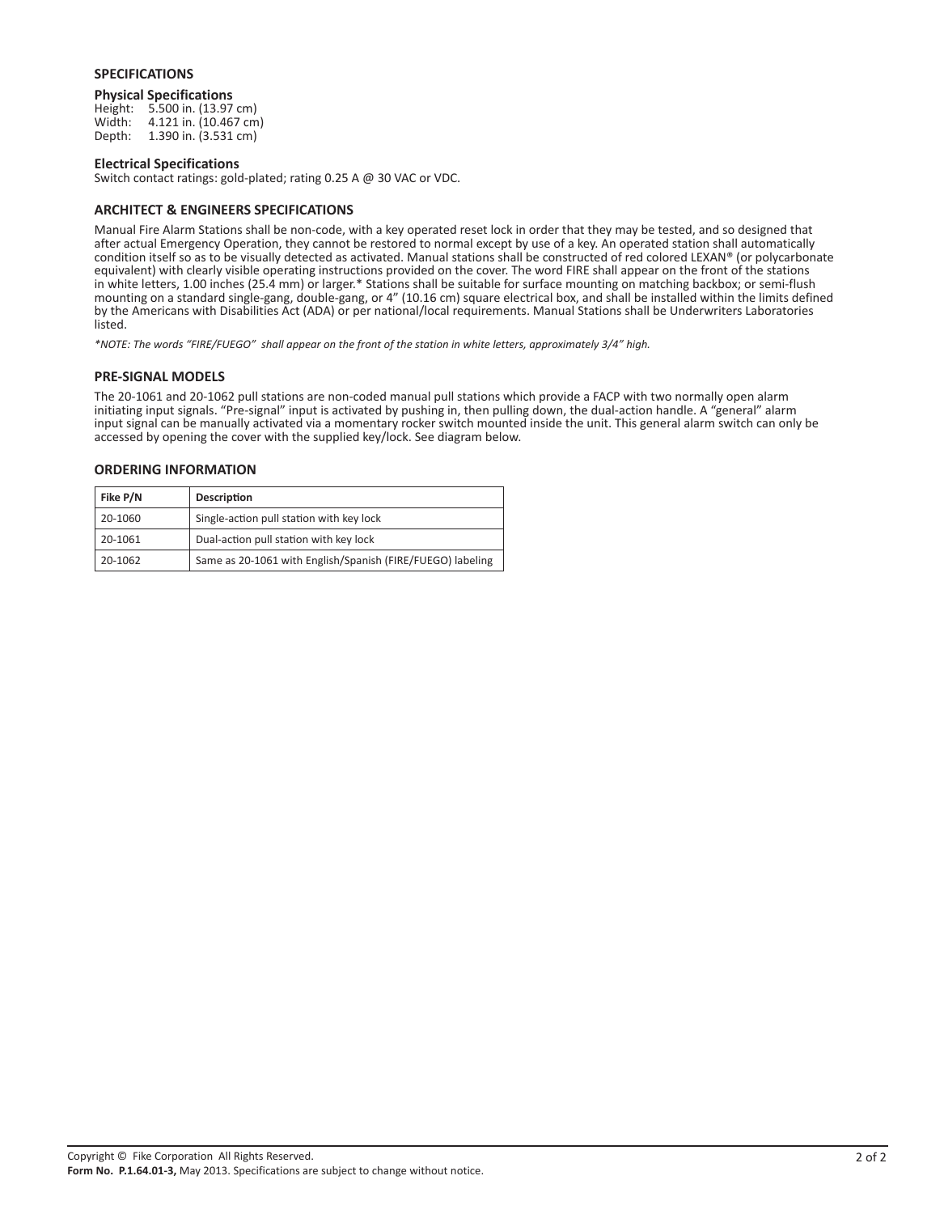## SPECIFICATIONS

### Physical Specifications

Height: 5.500 in. (13.97 cm)
Width: 4.121 in. (10.467 cm)
Depth: 1.390 in. (3.531 cm)

### Electrical Specifications

Switch contact ratings: gold-plated; rating 0.25 A @ 30 VAC or VDC.

## ARCHITECT & ENGINEERS SPECIFICATIONS

Manual Fire Alarm Stations shall be non-code, with a key operated reset lock in order that they may be tested, and so designed that after actual Emergency Operation, they cannot be restored to normal except by use of a key. An operated station shall automatically condition itself so as to be visually detected as activated. Manual stations shall be constructed of red colored LEXAN® (or polycarbonate equivalent) with clearly visible operating instructions provided on the cover. The word FIRE shall appear on the front of the stations in white letters, 1.00 inches (25.4 mm) or larger.* Stations shall be suitable for surface mounting on matching backbox; or semi-flush mounting on a standard single-gang, double-gang, or 4" (10.16 cm) square electrical box, and shall be installed within the limits defined by the Americans with Disabilities Act (ADA) or per national/local requirements. Manual Stations shall be Underwriters Laboratories listed.

*\*NOTE: The words "FIRE/FUEGO" shall appear on the front of the station in white letters, approximately 3/4" high.*

## PRE-SIGNAL MODELS

The 20-1061 and 20-1062 pull stations are non-coded manual pull stations which provide a FACP with two normally open alarm initiating input signals. "Pre-signal" input is activated by pushing in, then pulling down, the dual-action handle. A "general" alarm input signal can be manually activated via a momentary rocker switch mounted inside the unit. This general alarm switch can only be accessed by opening the cover with the supplied key/lock. See diagram below.

## ORDERING INFORMATION

| Fike P/N | Description |
|---|---|
| 20-1060 | Single-action pull station with key lock |
| 20-1061 | Dual-action pull station with key lock |
| 20-1062 | Same as 20-1061 with English/Spanish (FIRE/FUEGO) labeling |

Copyright © Fike Corporation All Rights Reserved.
**Form No. P.1.64.01-3,** May 2013. Specifications are subject to change without notice.